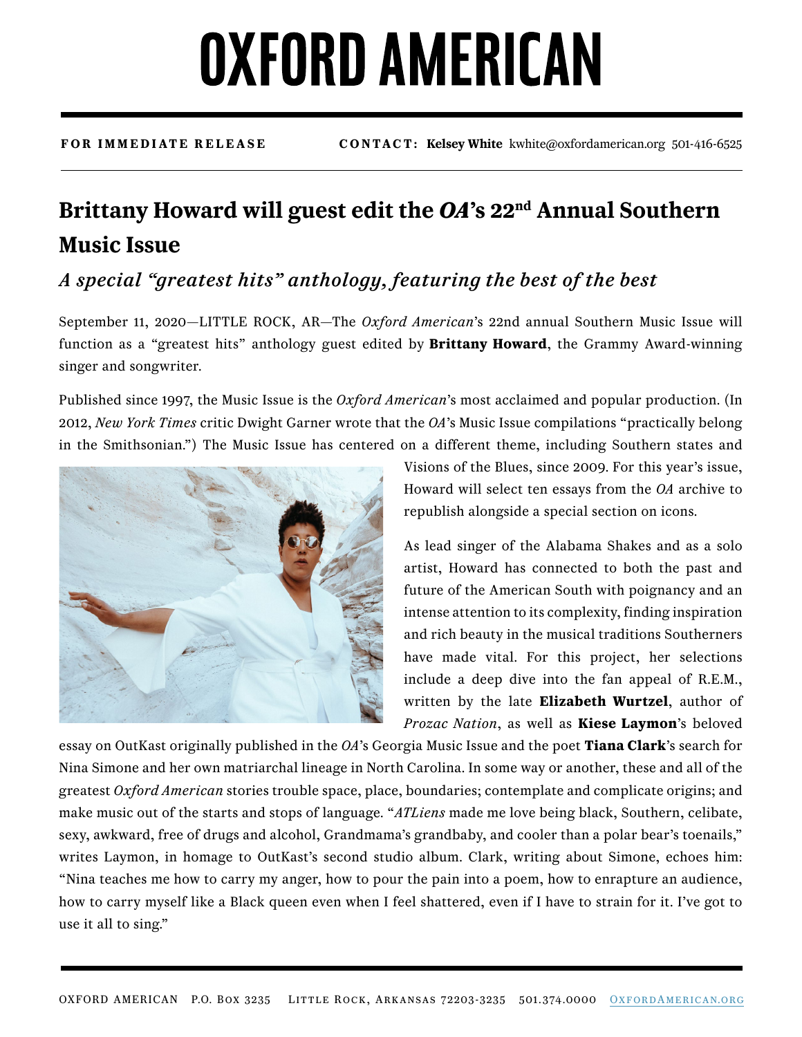# OXFORD AMERICAN

**FOR IMMEDIATE RELEASE** **CONTACT: Kelsey White** kwhite@oxfordamerican.org 501-416-6525

## Brittany Howard will guest edit the *OA*'s 22nd Annual Southern Music Issue

### *A special "greatest hits" anthology, featuring the best of the best*

September 11, 2020—LITTLE ROCK, AR—The *Oxford American*'s 22nd annual Southern Music Issue will function as a "greatest hits" anthology guest edited by **Brittany Howard**, the Grammy Award-winning singer and songwriter.

Published since 1997, the Music Issue is the *Oxford American*'s most acclaimed and popular production. (In 2012, *New York Times* critic Dwight Garner wrote that the *OA*'s Music Issue compilations "practically belong in the Smithsonian.") The Music Issue has centered on a different theme, including Southern states and Visions of the Blues, since 2009. For this year's issue, Howard will select ten essays from the *OA* archive to republish alongside a special section on icons.

As lead singer of the Alabama Shakes and as a solo artist, Howard has connected to both the past and future of the American South with poignancy and an intense attention to its complexity, finding inspiration and rich beauty in the musical traditions Southerners have made vital. For this project, her selections include a deep dive into the fan appeal of R.E.M., written by the late **Elizabeth Wurtzel**, author of *Prozac Nation*, as well as **Kiese Laymon**'s beloved essay on OutKast originally published in the *OA*'s Georgia Music Issue and the poet **Tiana Clark**'s search for Nina Simone and her own matriarchal lineage in North Carolina. In some way or another, these and all of the greatest *Oxford American* stories trouble space, place, boundaries; contemplate and complicate origins; and make music out of the starts and stops of language. "*ATLiens* made me love being black, Southern, celibate, sexy, awkward, free of drugs and alcohol, Grandmama's grandbaby, and cooler than a polar bear's toenails," writes Laymon, in homage to OutKast's second studio album. Clark, writing about Simone, echoes him: "Nina teaches me how to carry my anger, how to pour the pain into a poem, how to enrapture an audience, how to carry myself like a Black queen even when I feel shattered, even if I have to strain for it. I've got to use it all to sing."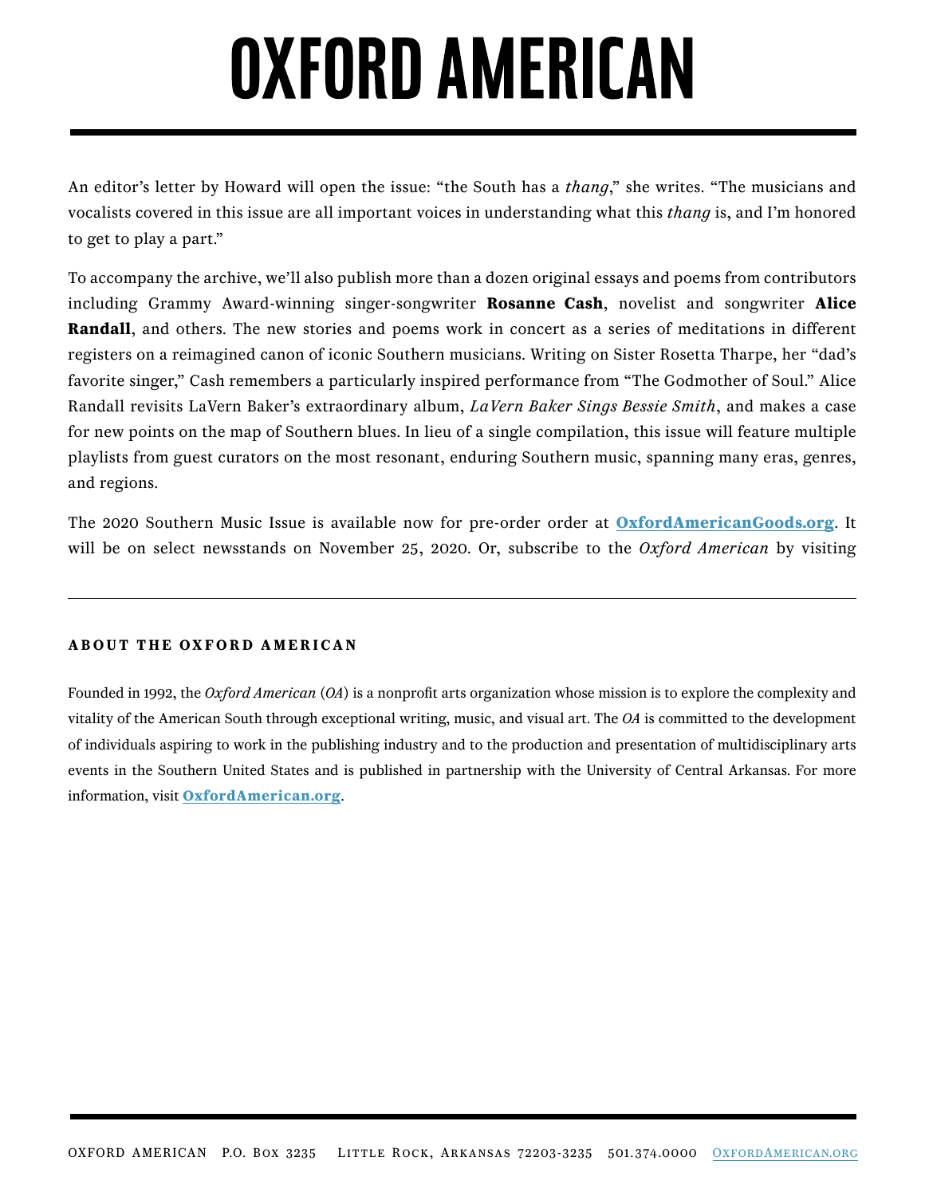# OXFORD AMERICAN

An editor's letter by Howard will open the issue: "the South has a *thang*," she writes. "The musicians and vocalists covered in this issue are all important voices in understanding what this *thang* is, and I'm honored to get to play a part."

To accompany the archive, we'll also publish more than a dozen original essays and poems from contributors including Grammy Award-winning singer-songwriter **Rosanne Cash**, novelist and songwriter **Alice Randall**, and others. The new stories and poems work in concert as a series of meditations in different registers on a reimagined canon of iconic Southern musicians. Writing on Sister Rosetta Tharpe, her "dad's favorite singer," Cash remembers a particularly inspired performance from "The Godmother of Soul." Alice Randall revisits LaVern Baker's extraordinary album, *LaVern Baker Sings Bessie Smith*, and makes a case for new points on the map of Southern blues. In lieu of a single compilation, this issue will feature multiple playlists from guest curators on the most resonant, enduring Southern music, spanning many eras, genres, and regions.

The 2020 Southern Music Issue is available now for pre-order order at **OxfordAmericanGoods.org**. It will be on select newsstands on November 25, 2020. Or, subscribe to the *Oxford American* by visiting

---

**ABOUT THE OXFORD AMERICAN**

Founded in 1992, the *Oxford American* (*OA*) is a nonprofit arts organization whose mission is to explore the complexity and vitality of the American South through exceptional writing, music, and visual art. The *OA* is committed to the development of individuals aspiring to work in the publishing industry and to the production and presentation of multidisciplinary arts events in the Southern United States and is published in partnership with the University of Central Arkansas. For more information, visit **OxfordAmerican.org**.

OXFORD AMERICAN P.O. Box 3235 Little Rock, Arkansas 72203-3235 501.374.0000 OxfordAmerican.org